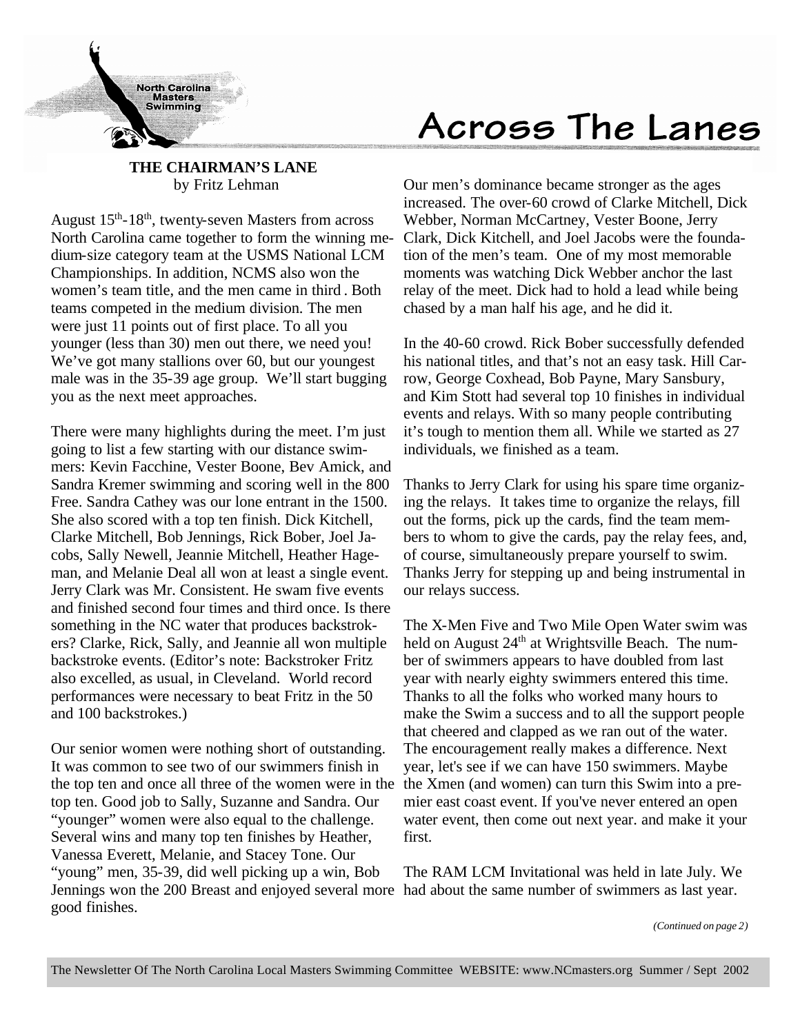# Across The Lanes

North Carolina Masters Swimming

## THE CHAIRMAN'S LANE

by Fritz Lehman

August 15th-18th, twenty-seven Masters from across North Carolina came together to form the winning medium-size category team at the USMS National LCM Championships. In addition, NCMS also won the women's team title, and the men came in third. Both teams competed in the medium division. The men were just 11 points out of first place. To all you younger (less than 30) men out there, we need you! We've got many stallions over 60, but our youngest male was in the 35-39 age group. We'll start bugging you as the next meet approaches.

There were many highlights during the meet. I'm just going to list a few starting with our distance swimmers: Kevin Facchine, Vester Boone, Bev Amick, and Sandra Kremer swimming and scoring well in the 800 Free. Sandra Cathey was our lone entrant in the 1500. She also scored with a top ten finish. Dick Kitchell, Clarke Mitchell, Bob Jennings, Rick Bober, Joel Jacobs, Sally Newell, Jeannie Mitchell, Heather Hageman, and Melanie Deal all won at least a single event. Jerry Clark was Mr. Consistent. He swam five events and finished second four times and third once. Is there something in the NC water that produces backstrokers? Clarke, Rick, Sally, and Jeannie all won multiple backstroke events. (Editor's note: Backstroker Fritz also excelled, as usual, in Cleveland. World record performances were necessary to beat Fritz in the 50 and 100 backstrokes.)

Our senior women were nothing short of outstanding. It was common to see two of our swimmers finish in the top ten and once all three of the women were in the top ten. Good job to Sally, Suzanne and Sandra. Our "younger" women were also equal to the challenge. Several wins and many top ten finishes by Heather, Vanessa Everett, Melanie, and Stacey Tone. Our "young" men, 35-39, did well picking up a win, Bob Jennings won the 200 Breast and enjoyed several more good finishes.

Our men's dominance became stronger as the ages increased. The over-60 crowd of Clarke Mitchell, Dick Webber, Norman McCartney, Vester Boone, Jerry Clark, Dick Kitchell, and Joel Jacobs were the foundation of the men's team. One of my most memorable moments was watching Dick Webber anchor the last relay of the meet. Dick had to hold a lead while being chased by a man half his age, and he did it.

In the 40-60 crowd. Rick Bober successfully defended his national titles, and that's not an easy task. Hill Carrow, George Coxhead, Bob Payne, Mary Sansbury, and Kim Stott had several top 10 finishes in individual events and relays. With so many people contributing it's tough to mention them all. While we started as 27 individuals, we finished as a team.

Thanks to Jerry Clark for using his spare time organizing the relays. It takes time to organize the relays, fill out the forms, pick up the cards, find the team members to whom to give the cards, pay the relay fees, and, of course, simultaneously prepare yourself to swim. Thanks Jerry for stepping up and being instrumental in our relays success.

The X-Men Five and Two Mile Open Water swim was held on August 24th at Wrightsville Beach. The number of swimmers appears to have doubled from last year with nearly eighty swimmers entered this time. Thanks to all the folks who worked many hours to make the Swim a success and to all the support people that cheered and clapped as we ran out of the water. The encouragement really makes a difference. Next year, let's see if we can have 150 swimmers. Maybe the Xmen (and women) can turn this Swim into a premier east coast event. If you've never entered an open water event, then come out next year. and make it your first.

The RAM LCM Invitational was held in late July. We had about the same number of swimmers as last year.

*(Continued on page 2)*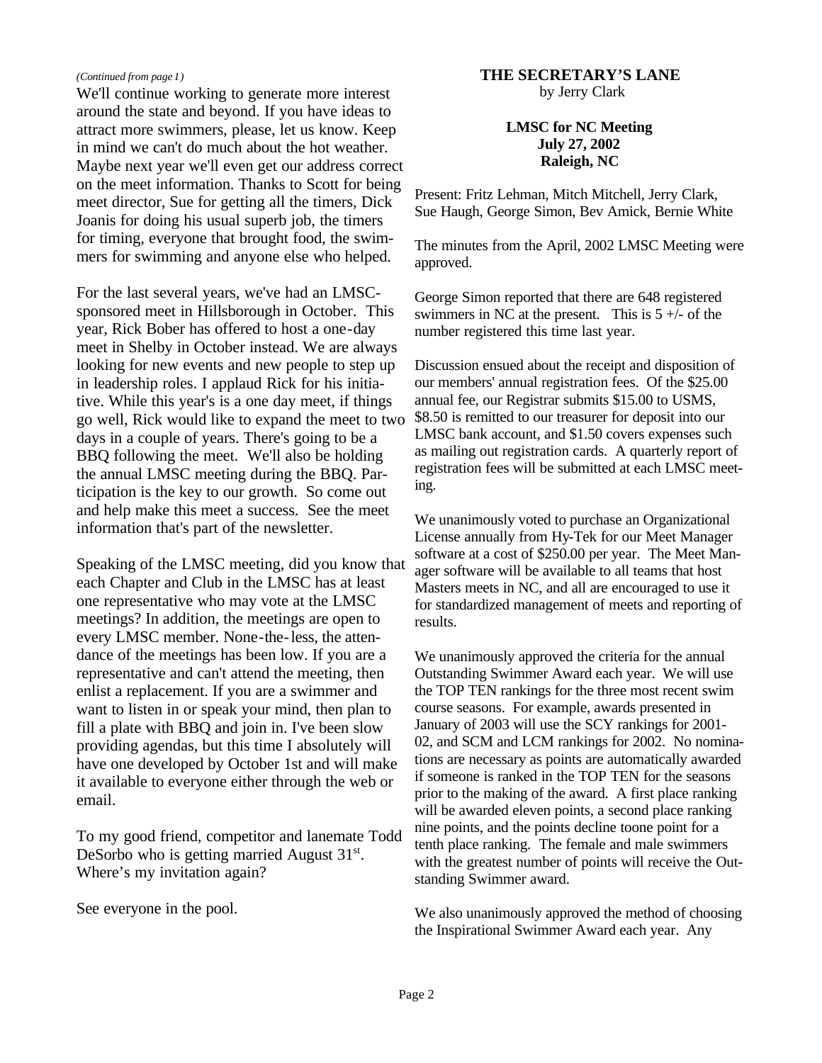*(Continued from page 1)*

We'll continue working to generate more interest around the state and beyond. If you have ideas to attract more swimmers, please, let us know. Keep in mind we can't do much about the hot weather. Maybe next year we'll even get our address correct on the meet information. Thanks to Scott for being meet director, Sue for getting all the timers, Dick Joanis for doing his usual superb job, the timers for timing, everyone that brought food, the swimmers for swimming and anyone else who helped.

For the last several years, we've had an LMSC-sponsored meet in Hillsborough in October. This year, Rick Bober has offered to host a one-day meet in Shelby in October instead. We are always looking for new events and new people to step up in leadership roles. I applaud Rick for his initiative. While this year's is a one day meet, if things go well, Rick would like to expand the meet to two days in a couple of years. There's going to be a BBQ following the meet. We'll also be holding the annual LMSC meeting during the BBQ. Participation is the key to our growth. So come out and help make this meet a success. See the meet information that's part of the newsletter.

Speaking of the LMSC meeting, did you know that each Chapter and Club in the LMSC has at least one representative who may vote at the LMSC meetings? In addition, the meetings are open to every LMSC member. None-the-less, the attendance of the meetings has been low. If you are a representative and can't attend the meeting, then enlist a replacement. If you are a swimmer and want to listen in or speak your mind, then plan to fill a plate with BBQ and join in. I've been slow providing agendas, but this time I absolutely will have one developed by October 1st and will make it available to everyone either through the web or email.

To my good friend, competitor and lanemate Todd DeSorbo who is getting married August 31st. Where's my invitation again?

See everyone in the pool.

## THE SECRETARY'S LANE

by Jerry Clark

### LMSC for NC Meeting
**July 27, 2002**
**Raleigh, NC**

Present: Fritz Lehman, Mitch Mitchell, Jerry Clark, Sue Haugh, George Simon, Bev Amick, Bernie White

The minutes from the April, 2002 LMSC Meeting were approved.

George Simon reported that there are 648 registered swimmers in NC at the present. This is 5 +/- of the number registered this time last year.

Discussion ensued about the receipt and disposition of our members' annual registration fees. Of the $25.00 annual fee, our Registrar submits $15.00 to USMS, $8.50 is remitted to our treasurer for deposit into our LMSC bank account, and $1.50 covers expenses such as mailing out registration cards. A quarterly report of registration fees will be submitted at each LMSC meeting.

We unanimously voted to purchase an Organizational License annually from Hy-Tek for our Meet Manager software at a cost of $250.00 per year. The Meet Manager software will be available to all teams that host Masters meets in NC, and all are encouraged to use it for standardized management of meets and reporting of results.

We unanimously approved the criteria for the annual Outstanding Swimmer Award each year. We will use the TOP TEN rankings for the three most recent swim course seasons. For example, awards presented in January of 2003 will use the SCY rankings for 2001-02, and SCM and LCM rankings for 2002. No nominations are necessary as points are automatically awarded if someone is ranked in the TOP TEN for the seasons prior to the making of the award. A first place ranking will be awarded eleven points, a second place ranking nine points, and the points decline toone point for a tenth place ranking. The female and male swimmers with the greatest number of points will receive the Outstanding Swimmer award.

We also unanimously approved the method of choosing the Inspirational Swimmer Award each year. Any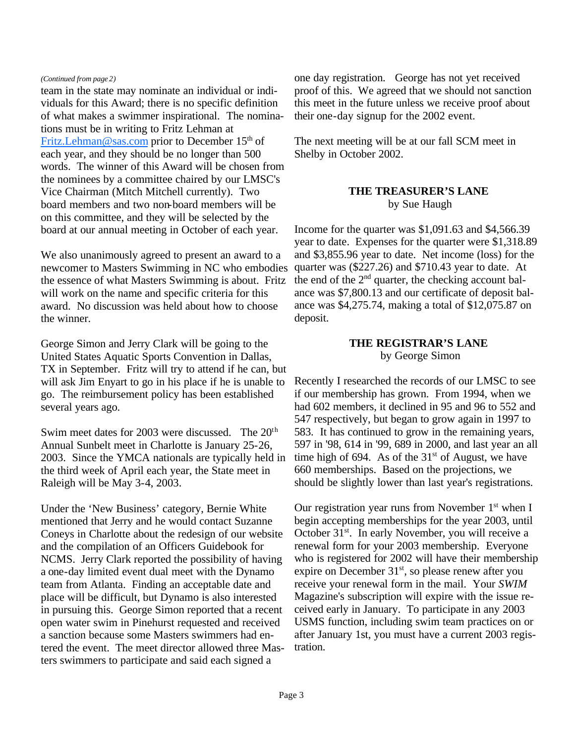*(Continued from page 2)*

team in the state may nominate an individual or individuals for this Award; there is no specific definition of what makes a swimmer inspirational. The nominations must be in writing to Fritz Lehman at [Fritz.Lehman@sas.com](mailto:Fritz.Lehman@sas.com) prior to December 15th of each year, and they should be no longer than 500 words. The winner of this Award will be chosen from the nominees by a committee chaired by our LMSC's Vice Chairman (Mitch Mitchell currently). Two board members and two non-board members will be on this committee, and they will be selected by the board at our annual meeting in October of each year.

We also unanimously agreed to present an award to a newcomer to Masters Swimming in NC who embodies the essence of what Masters Swimming is about. Fritz will work on the name and specific criteria for this award. No discussion was held about how to choose the winner.

George Simon and Jerry Clark will be going to the United States Aquatic Sports Convention in Dallas, TX in September. Fritz will try to attend if he can, but will ask Jim Enyart to go in his place if he is unable to go. The reimbursement policy has been established several years ago.

Swim meet dates for 2003 were discussed. The 20th Annual Sunbelt meet in Charlotte is January 25-26, 2003. Since the YMCA nationals are typically held in the third week of April each year, the State meet in Raleigh will be May 3-4, 2003.

Under the 'New Business' category, Bernie White mentioned that Jerry and he would contact Suzanne Coneys in Charlotte about the redesign of our website and the compilation of an Officers Guidebook for NCMS. Jerry Clark reported the possibility of having a one-day limited event dual meet with the Dynamo team from Atlanta. Finding an acceptable date and place will be difficult, but Dynamo is also interested in pursuing this. George Simon reported that a recent open water swim in Pinehurst requested and received a sanction because some Masters swimmers had entered the event. The meet director allowed three Masters swimmers to participate and said each signed a one day registration. George has not yet received proof of this. We agreed that we should not sanction this meet in the future unless we receive proof about their one-day signup for the 2002 event.

The next meeting will be at our fall SCM meet in Shelby in October 2002.

## THE TREASURER'S LANE

by Sue Haugh

Income for the quarter was $1,091.63 and $4,566.39 year to date. Expenses for the quarter were $1,318.89 and $3,855.96 year to date. Net income (loss) for the quarter was ($227.26) and $710.43 year to date. At the end of the 2nd quarter, the checking account balance was $7,800.13 and our certificate of deposit balance was $4,275.74, making a total of $12,075.87 on deposit.

## THE REGISTRAR'S LANE

by George Simon

Recently I researched the records of our LMSC to see if our membership has grown. From 1994, when we had 602 members, it declined in 95 and 96 to 552 and 547 respectively, but began to grow again in 1997 to 583. It has continued to grow in the remaining years, 597 in '98, 614 in '99, 689 in 2000, and last year an all time high of 694. As of the 31st of August, we have 660 memberships. Based on the projections, we should be slightly lower than last year's registrations.

Our registration year runs from November 1st when I begin accepting memberships for the year 2003, until October 31st. In early November, you will receive a renewal form for your 2003 membership. Everyone who is registered for 2002 will have their membership expire on December 31st, so please renew after you receive your renewal form in the mail. Your *SWIM* Magazine's subscription will expire with the issue received early in January. To participate in any 2003 USMS function, including swim team practices on or after January 1st, you must have a current 2003 registration.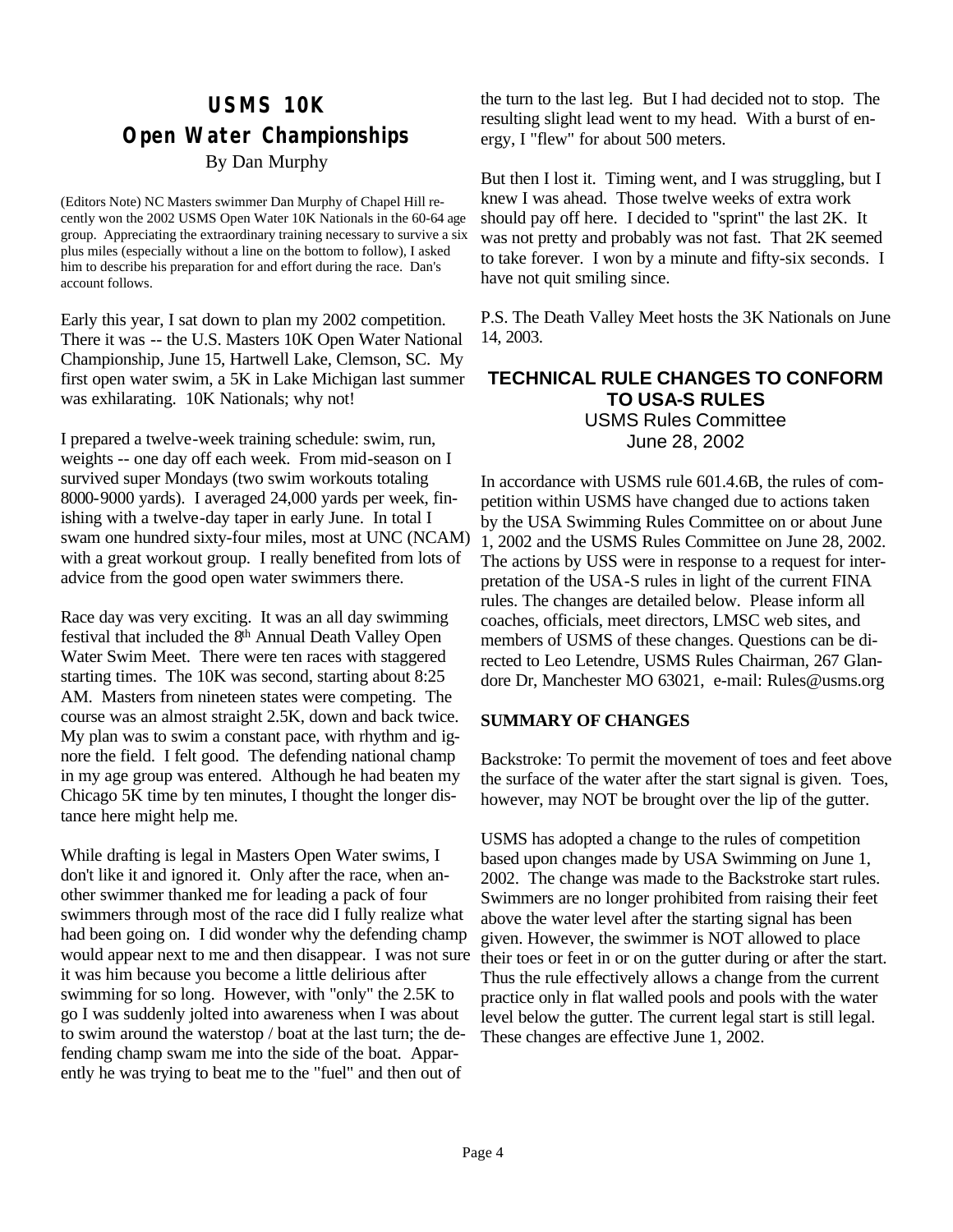# USMS 10K Open Water Championships

By Dan Murphy

(Editors Note) NC Masters swimmer Dan Murphy of Chapel Hill recently won the 2002 USMS Open Water 10K Nationals in the 60-64 age group. Appreciating the extraordinary training necessary to survive a six plus miles (especially without a line on the bottom to follow), I asked him to describe his preparation for and effort during the race. Dan's account follows.

Early this year, I sat down to plan my 2002 competition. There it was -- the U.S. Masters 10K Open Water National Championship, June 15, Hartwell Lake, Clemson, SC. My first open water swim, a 5K in Lake Michigan last summer was exhilarating. 10K Nationals; why not!

I prepared a twelve-week training schedule: swim, run, weights -- one day off each week. From mid-season on I survived super Mondays (two swim workouts totaling 8000-9000 yards). I averaged 24,000 yards per week, finishing with a twelve-day taper in early June. In total I swam one hundred sixty-four miles, most at UNC (NCAM) with a great workout group. I really benefited from lots of advice from the good open water swimmers there.

Race day was very exciting. It was an all day swimming festival that included the 8th Annual Death Valley Open Water Swim Meet. There were ten races with staggered starting times. The 10K was second, starting about 8:25 AM. Masters from nineteen states were competing. The course was an almost straight 2.5K, down and back twice. My plan was to swim a constant pace, with rhythm and ignore the field. I felt good. The defending national champ in my age group was entered. Although he had beaten my Chicago 5K time by ten minutes, I thought the longer distance here might help me.

While drafting is legal in Masters Open Water swims, I don't like it and ignored it. Only after the race, when another swimmer thanked me for leading a pack of four swimmers through most of the race did I fully realize what had been going on. I did wonder why the defending champ would appear next to me and then disappear. I was not sure it was him because you become a little delirious after swimming for so long. However, with "only" the 2.5K to go I was suddenly jolted into awareness when I was about to swim around the waterstop / boat at the last turn; the defending champ swam me into the side of the boat. Apparently he was trying to beat me to the "fuel" and then out of the turn to the last leg. But I had decided not to stop. The resulting slight lead went to my head. With a burst of energy, I "flew" for about 500 meters.

But then I lost it. Timing went, and I was struggling, but I knew I was ahead. Those twelve weeks of extra work should pay off here. I decided to "sprint" the last 2K. It was not pretty and probably was not fast. That 2K seemed to take forever. I won by a minute and fifty-six seconds. I have not quit smiling since.

P.S. The Death Valley Meet hosts the 3K Nationals on June 14, 2003.

## TECHNICAL RULE CHANGES TO CONFORM TO USA-S RULES

USMS Rules Committee
June 28, 2002

In accordance with USMS rule 601.4.6B, the rules of competition within USMS have changed due to actions taken by the USA Swimming Rules Committee on or about June 1, 2002 and the USMS Rules Committee on June 28, 2002. The actions by USS were in response to a request for interpretation of the USA-S rules in light of the current FINA rules. The changes are detailed below. Please inform all coaches, officials, meet directors, LMSC web sites, and members of USMS of these changes. Questions can be directed to Leo Letendre, USMS Rules Chairman, 267 Glandore Dr, Manchester MO 63021, e-mail: Rules@usms.org

**SUMMARY OF CHANGES**

Backstroke: To permit the movement of toes and feet above the surface of the water after the start signal is given. Toes, however, may NOT be brought over the lip of the gutter.

USMS has adopted a change to the rules of competition based upon changes made by USA Swimming on June 1, 2002. The change was made to the Backstroke start rules. Swimmers are no longer prohibited from raising their feet above the water level after the starting signal has been given. However, the swimmer is NOT allowed to place their toes or feet in or on the gutter during or after the start. Thus the rule effectively allows a change from the current practice only in flat walled pools and pools with the water level below the gutter. The current legal start is still legal. These changes are effective June 1, 2002.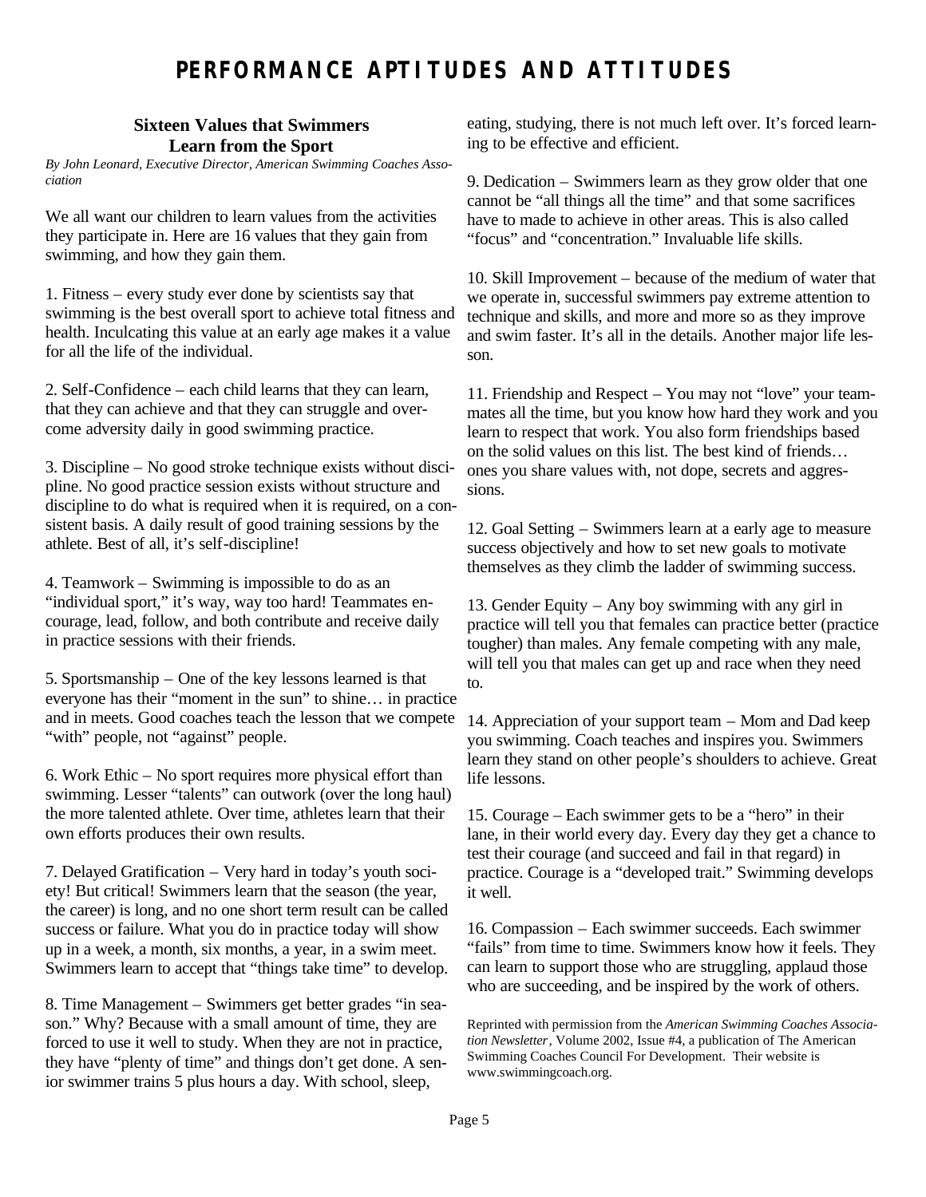# PERFORMANCE APTITUDES AND ATTITUDES

## Sixteen Values that Swimmers Learn from the Sport

*By John Leonard, Executive Director, American Swimming Coaches Association*

We all want our children to learn values from the activities they participate in. Here are 16 values that they gain from swimming, and how they gain them.

1. Fitness – every study ever done by scientists say that swimming is the best overall sport to achieve total fitness and health. Inculcating this value at an early age makes it a value for all the life of the individual.

2. Self-Confidence – each child learns that they can learn, that they can achieve and that they can struggle and overcome adversity daily in good swimming practice.

3. Discipline – No good stroke technique exists without discipline. No good practice session exists without structure and discipline to do what is required when it is required, on a consistent basis. A daily result of good training sessions by the athlete. Best of all, it's self-discipline!

4. Teamwork – Swimming is impossible to do as an "individual sport," it's way, way too hard! Teammates encourage, lead, follow, and both contribute and receive daily in practice sessions with their friends.

5. Sportsmanship – One of the key lessons learned is that everyone has their "moment in the sun" to shine… in practice and in meets. Good coaches teach the lesson that we compete "with" people, not "against" people.

6. Work Ethic – No sport requires more physical effort than swimming. Lesser "talents" can outwork (over the long haul) the more talented athlete. Over time, athletes learn that their own efforts produces their own results.

7. Delayed Gratification – Very hard in today's youth society! But critical! Swimmers learn that the season (the year, the career) is long, and no one short term result can be called success or failure. What you do in practice today will show up in a week, a month, six months, a year, in a swim meet. Swimmers learn to accept that "things take time" to develop.

8. Time Management – Swimmers get better grades "in season." Why? Because with a small amount of time, they are forced to use it well to study. When they are not in practice, they have "plenty of time" and things don't get done. A senior swimmer trains 5 plus hours a day. With school, sleep, eating, studying, there is not much left over. It's forced learning to be effective and efficient.

9. Dedication – Swimmers learn as they grow older that one cannot be "all things all the time" and that some sacrifices have to made to achieve in other areas. This is also called "focus" and "concentration." Invaluable life skills.

10. Skill Improvement – because of the medium of water that we operate in, successful swimmers pay extreme attention to technique and skills, and more and more so as they improve and swim faster. It's all in the details. Another major life lesson.

11. Friendship and Respect – You may not "love" your teammates all the time, but you know how hard they work and you learn to respect that work. You also form friendships based on the solid values on this list. The best kind of friends… ones you share values with, not dope, secrets and aggressions.

12. Goal Setting – Swimmers learn at a early age to measure success objectively and how to set new goals to motivate themselves as they climb the ladder of swimming success.

13. Gender Equity – Any boy swimming with any girl in practice will tell you that females can practice better (practice tougher) than males. Any female competing with any male, will tell you that males can get up and race when they need to.

14. Appreciation of your support team – Mom and Dad keep you swimming. Coach teaches and inspires you. Swimmers learn they stand on other people's shoulders to achieve. Great life lessons.

15. Courage – Each swimmer gets to be a "hero" in their lane, in their world every day. Every day they get a chance to test their courage (and succeed and fail in that regard) in practice. Courage is a "developed trait." Swimming develops it well.

16. Compassion – Each swimmer succeeds. Each swimmer "fails" from time to time. Swimmers know how it feels. They can learn to support those who are struggling, applaud those who are succeeding, and be inspired by the work of others.

Reprinted with permission from the *American Swimming Coaches Association Newsletter*, Volume 2002, Issue #4, a publication of The American Swimming Coaches Council For Development. Their website is www.swimmingcoach.org.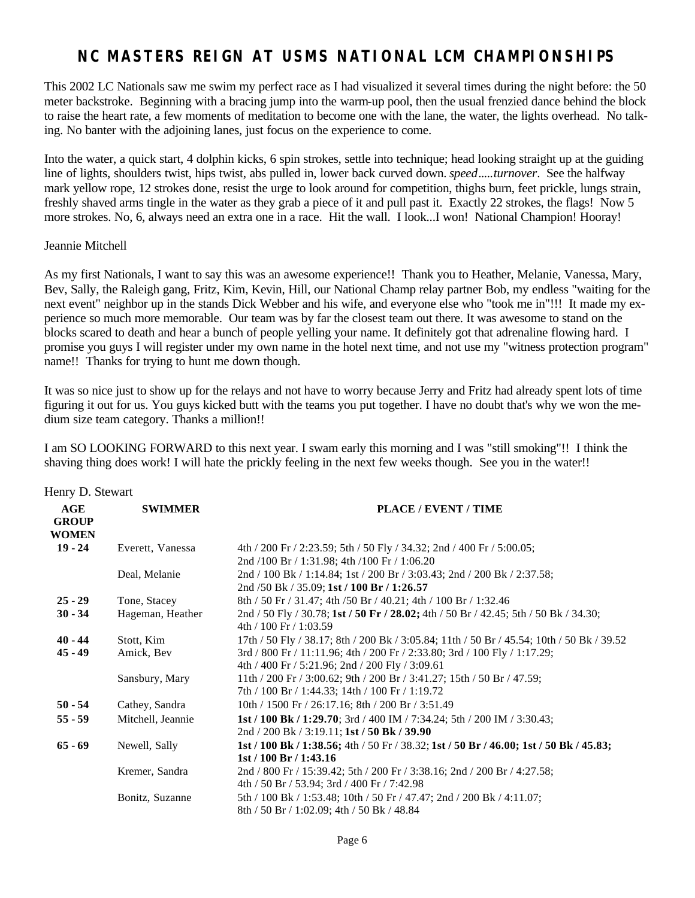# NC MASTERS REIGN AT USMS NATIONAL LCM CHAMPIONSHIPS

This 2002 LC Nationals saw me swim my perfect race as I had visualized it several times during the night before: the 50 meter backstroke. Beginning with a bracing jump into the warm-up pool, then the usual frenzied dance behind the block to raise the heart rate, a few moments of meditation to become one with the lane, the water, the lights overhead. No talking. No banter with the adjoining lanes, just focus on the experience to come.

Into the water, a quick start, 4 dolphin kicks, 6 spin strokes, settle into technique; head looking straight up at the guiding line of lights, shoulders twist, hips twist, abs pulled in, lower back curved down. *speed.....turnover*. See the halfway mark yellow rope, 12 strokes done, resist the urge to look around for competition, thighs burn, feet prickle, lungs strain, freshly shaved arms tingle in the water as they grab a piece of it and pull past it. Exactly 22 strokes, the flags! Now 5 more strokes. No, 6, always need an extra one in a race. Hit the wall. I look...I won! National Champion! Hooray!

Jeannie Mitchell

As my first Nationals, I want to say this was an awesome experience!! Thank you to Heather, Melanie, Vanessa, Mary, Bev, Sally, the Raleigh gang, Fritz, Kim, Kevin, Hill, our National Champ relay partner Bob, my endless "waiting for the next event" neighbor up in the stands Dick Webber and his wife, and everyone else who "took me in"!!! It made my experience so much more memorable. Our team was by far the closest team out there. It was awesome to stand on the blocks scared to death and hear a bunch of people yelling your name. It definitely got that adrenaline flowing hard. I promise you guys I will register under my own name in the hotel next time, and not use my "witness protection program" name!! Thanks for trying to hunt me down though.

It was so nice just to show up for the relays and not have to worry because Jerry and Fritz had already spent lots of time figuring it out for us. You guys kicked butt with the teams you put together. I have no doubt that's why we won the medium size team category. Thanks a million!!

I am SO LOOKING FORWARD to this next year. I swam early this morning and I was "still smoking"!! I think the shaving thing does work! I will hate the prickly feeling in the next few weeks though. See you in the water!!

Henry D. Stewart

| AGE GROUP WOMEN | SWIMMER | PLACE / EVENT / TIME |
|---|---|---|
| 19 - 24 | Everett, Vanessa | 4th / 200 Fr / 2:23.59; 5th / 50 Fly / 34.32; 2nd / 400 Fr / 5:00.05; 2nd /100 Br / 1:31.98; 4th /100 Fr / 1:06.20 |
| | Deal, Melanie | 2nd / 100 Bk / 1:14.84; 1st / 200 Br / 3:03.43; 2nd / 200 Bk / 2:37.58; 2nd /50 Bk / 35.09; **1st / 100 Br / 1:26.57** |
| 25 - 29 | Tone, Stacey | 8th / 50 Fr / 31.47; 4th /50 Br / 40.21; 4th / 100 Br / 1:32.46 |
| 30 - 34 | Hageman, Heather | 2nd / 50 Fly / 30.78; **1st / 50 Fr / 28.02;** 4th / 50 Br / 42.45; 5th / 50 Bk / 34.30; 4th / 100 Fr / 1:03.59 |
| 40 - 44 | Stott, Kim | 17th / 50 Fly / 38.17; 8th / 200 Bk / 3:05.84; 11th / 50 Br / 45.54; 10th / 50 Bk / 39.52 |
| 45 - 49 | Amick, Bev | 3rd / 800 Fr / 11:11.96; 4th / 200 Fr / 2:33.80; 3rd / 100 Fly / 1:17.29; 4th / 400 Fr / 5:21.96; 2nd / 200 Fly / 3:09.61 |
| | Sansbury, Mary | 11th / 200 Fr / 3:00.62; 9th / 200 Br / 3:41.27; 15th / 50 Br / 47.59; 7th / 100 Br / 1:44.33; 14th / 100 Fr / 1:19.72 |
| 50 - 54 | Cathey, Sandra | 10th / 1500 Fr / 26:17.16; 8th / 200 Br / 3:51.49 |
| 55 - 59 | Mitchell, Jeannie | **1st / 100 Bk / 1:29.70**; 3rd / 400 IM / 7:34.24; 5th / 200 IM / 3:30.43; 2nd / 200 Bk / 3:19.11; **1st / 50 Bk / 39.90** |
| 65 - 69 | Newell, Sally | **1st / 100 Bk / 1:38.56;** 4th / 50 Fr / 38.32; **1st / 50 Br / 46.00; 1st / 50 Bk / 45.83; 1st / 100 Br / 1:43.16** |
| | Kremer, Sandra | 2nd / 800 Fr / 15:39.42; 5th / 200 Fr / 3:38.16; 2nd / 200 Br / 4:27.58; 4th / 50 Br / 53.94; 3rd / 400 Fr / 7:42.98 |
| | Bonitz, Suzanne | 5th / 100 Bk / 1:53.48; 10th / 50 Fr / 47.47; 2nd / 200 Bk / 4:11.07; 8th / 50 Br / 1:02.09; 4th / 50 Bk / 48.84 |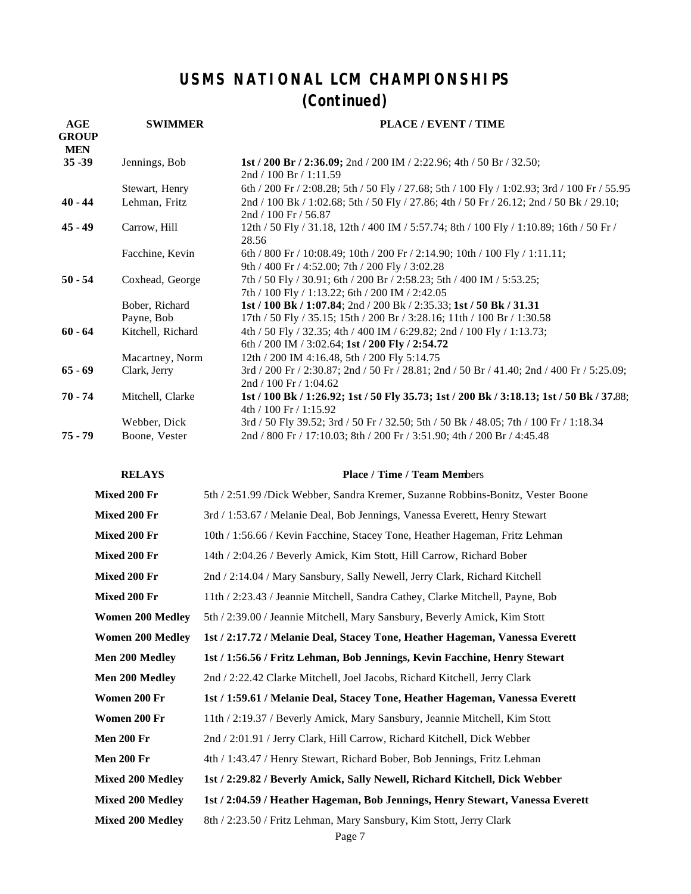# USMS NATIONAL LCM CHAMPIONSHIPS
## (Continued)

| AGE GROUP MEN | SWIMMER | PLACE / EVENT / TIME |
|---|---|---|
| 35 -39 | Jennings, Bob | **1st / 200 Br / 2:36.09;** 2nd / 200 IM / 2:22.96; 4th / 50 Br / 32.50; 2nd / 100 Br / 1:11.59 |
| | Stewart, Henry | 6th / 200 Fr / 2:08.28; 5th / 50 Fly / 27.68; 5th / 100 Fly / 1:02.93; 3rd / 100 Fr / 55.95 |
| 40 - 44 | Lehman, Fritz | 2nd / 100 Bk / 1:02.68; 5th / 50 Fly / 27.86; 4th / 50 Fr / 26.12; 2nd / 50 Bk / 29.10; 2nd / 100 Fr / 56.87 |
| 45 - 49 | Carrow, Hill | 12th / 50 Fly / 31.18, 12th / 400 IM / 5:57.74; 8th / 100 Fly / 1:10.89; 16th / 50 Fr / 28.56 |
| | Facchine, Kevin | 6th / 800 Fr / 10:08.49; 10th / 200 Fr / 2:14.90; 10th / 100 Fly / 1:11.11; 9th / 400 Fr / 4:52.00; 7th / 200 Fly / 3:02.28 |
| 50 - 54 | Coxhead, George | 7th / 50 Fly / 30.91; 6th / 200 Br / 2:58.23; 5th / 400 IM / 5:53.25; 7th / 100 Fly / 1:13.22; 6th / 200 IM / 2:42.05 |
| | Bober, Richard | **1st / 100 Bk / 1:07.84**; 2nd / 200 Bk / 2:35.33; **1st / 50 Bk / 31.31** |
| | Payne, Bob | 17th / 50 Fly / 35.15; 15th / 200 Br / 3:28.16; 11th / 100 Br / 1:30.58 |
| 60 - 64 | Kitchell, Richard | 4th / 50 Fly / 32.35; 4th / 400 IM / 6:29.82; 2nd / 100 Fly / 1:13.73; 6th / 200 IM / 3:02.64; **1st / 200 Fly / 2:54.72** |
| | Macartney, Norm | 12th / 200 IM 4:16.48, 5th / 200 Fly 5:14.75 |
| 65 - 69 | Clark, Jerry | 3rd / 200 Fr / 2:30.87; 2nd / 50 Fr / 28.81; 2nd / 50 Br / 41.40; 2nd / 400 Fr / 5:25.09; 2nd / 100 Fr / 1:04.62 |
| 70 - 74 | Mitchell, Clarke | **1st / 100 Bk / 1:26.92; 1st / 50 Fly 35.73; 1st / 200 Bk / 3:18.13; 1st / 50 Bk / 37.**88; 4th / 100 Fr / 1:15.92 |
| | Webber, Dick | 3rd / 50 Fly 39.52; 3rd / 50 Fr / 32.50; 5th / 50 Bk / 48.05; 7th / 100 Fr / 1:18.34 |
| 75 - 79 | Boone, Vester | 2nd / 800 Fr / 17:10.03; 8th / 200 Fr / 3:51.90; 4th / 200 Br / 4:45.48 |

| RELAYS | Place / Time / Team Members |
|---|---|
| **Mixed 200 Fr** | 5th / 2:51.99 /Dick Webber, Sandra Kremer, Suzanne Robbins-Bonitz, Vester Boone |
| **Mixed 200 Fr** | 3rd / 1:53.67 / Melanie Deal, Bob Jennings, Vanessa Everett, Henry Stewart |
| **Mixed 200 Fr** | 10th / 1:56.66 / Kevin Facchine, Stacey Tone, Heather Hageman, Fritz Lehman |
| **Mixed 200 Fr** | 14th / 2:04.26 / Beverly Amick, Kim Stott, Hill Carrow, Richard Bober |
| **Mixed 200 Fr** | 2nd / 2:14.04 / Mary Sansbury, Sally Newell, Jerry Clark, Richard Kitchell |
| **Mixed 200 Fr** | 11th / 2:23.43 / Jeannie Mitchell, Sandra Cathey, Clarke Mitchell, Payne, Bob |
| **Women 200 Medley** | 5th / 2:39.00 / Jeannie Mitchell, Mary Sansbury, Beverly Amick, Kim Stott |
| **Women 200 Medley** | **1st / 2:17.72 / Melanie Deal, Stacey Tone, Heather Hageman, Vanessa Everett** |
| **Men 200 Medley** | **1st / 1:56.56 / Fritz Lehman, Bob Jennings, Kevin Facchine, Henry Stewart** |
| **Men 200 Medley** | 2nd / 2:22.42 Clarke Mitchell, Joel Jacobs, Richard Kitchell, Jerry Clark |
| **Women 200 Fr** | **1st / 1:59.61 / Melanie Deal, Stacey Tone, Heather Hageman, Vanessa Everett** |
| **Women 200 Fr** | 11th / 2:19.37 / Beverly Amick, Mary Sansbury, Jeannie Mitchell, Kim Stott |
| **Men 200 Fr** | 2nd / 2:01.91 / Jerry Clark, Hill Carrow, Richard Kitchell, Dick Webber |
| **Men 200 Fr** | 4th / 1:43.47 / Henry Stewart, Richard Bober, Bob Jennings, Fritz Lehman |
| **Mixed 200 Medley** | **1st / 2:29.82 / Beverly Amick, Sally Newell, Richard Kitchell, Dick Webber** |
| **Mixed 200 Medley** | **1st / 2:04.59 / Heather Hageman, Bob Jennings, Henry Stewart, Vanessa Everett** |
| **Mixed 200 Medley** | 8th / 2:23.50 / Fritz Lehman, Mary Sansbury, Kim Stott, Jerry Clark |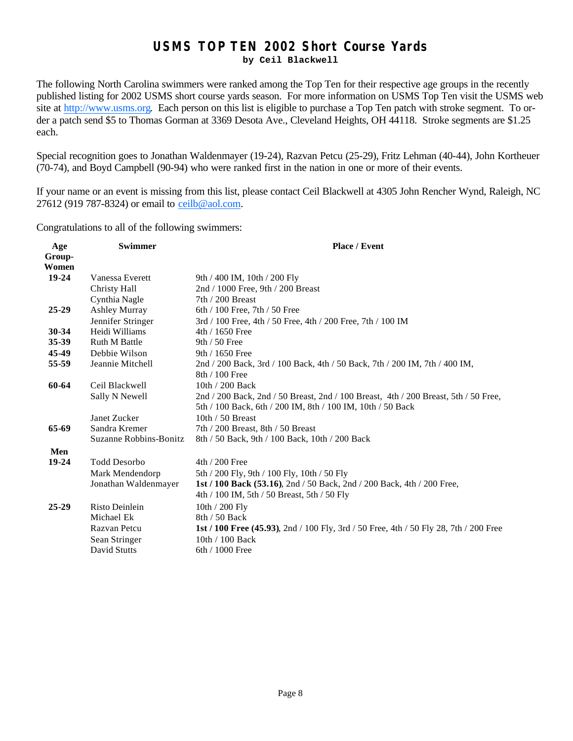# USMS TOP TEN 2002 Short Course Yards

**by Ceil Blackwell**

The following North Carolina swimmers were ranked among the Top Ten for their respective age groups in the recently published listing for 2002 USMS short course yards season. For more information on USMS Top Ten visit the USMS web site at http://www.usms.org. Each person on this list is eligible to purchase a Top Ten patch with stroke segment. To order a patch send $5 to Thomas Gorman at 3369 Desota Ave., Cleveland Heights, OH 44118. Stroke segments are $1.25 each.

Special recognition goes to Jonathan Waldenmayer (19-24), Razvan Petcu (25-29), Fritz Lehman (40-44), John Kortheuer (70-74), and Boyd Campbell (90-94) who were ranked first in the nation in one or more of their events.

If your name or an event is missing from this list, please contact Ceil Blackwell at 4305 John Rencher Wynd, Raleigh, NC 27612 (919 787-8324) or email to ceilb@aol.com.

Congratulations to all of the following swimmers:

| Age Group-Women | Swimmer | Place / Event |
|---|---|---|
| **19-24** | Vanessa Everett | 9th / 400 IM, 10th / 200 Fly |
| | Christy Hall | 2nd / 1000 Free, 9th / 200 Breast |
| | Cynthia Nagle | 7th / 200 Breast |
| **25-29** | Ashley Murray | 6th / 100 Free, 7th / 50 Free |
| | Jennifer Stringer | 3rd / 100 Free, 4th / 50 Free, 4th / 200 Free, 7th / 100 IM |
| **30-34** | Heidi Williams | 4th / 1650 Free |
| **35-39** | Ruth M Battle | 9th / 50 Free |
| **45-49** | Debbie Wilson | 9th / 1650 Free |
| **55-59** | Jeannie Mitchell | 2nd / 200 Back, 3rd / 100 Back, 4th / 50 Back, 7th / 200 IM, 7th / 400 IM, 8th / 100 Free |
| **60-64** | Ceil Blackwell | 10th / 200 Back |
| | Sally N Newell | 2nd / 200 Back, 2nd / 50 Breast, 2nd / 100 Breast, 4th / 200 Breast, 5th / 50 Free, 5th / 100 Back, 6th / 200 IM, 8th / 100 IM, 10th / 50 Back |
| | Janet Zucker | 10th / 50 Breast |
| **65-69** | Sandra Kremer | 7th / 200 Breast, 8th / 50 Breast |
| | Suzanne Robbins-Bonitz | 8th / 50 Back, 9th / 100 Back, 10th / 200 Back |
| **Men** | | |
| **19-24** | Todd Desorbo | 4th / 200 Free |
| | Mark Mendendorp | 5th / 200 Fly, 9th / 100 Fly, 10th / 50 Fly |
| | Jonathan Waldenmayer | **1st / 100 Back (53.16)**, 2nd / 50 Back, 2nd / 200 Back, 4th / 200 Free, 4th / 100 IM, 5th / 50 Breast, 5th / 50 Fly |
| **25-29** | Risto Deinlein | 10th / 200 Fly |
| | Michael Ek | 8th / 50 Back |
| | Razvan Petcu | **1st / 100 Free (45.93)**, 2nd / 100 Fly, 3rd / 50 Free, 4th / 50 Fly 28, 7th / 200 Free |
| | Sean Stringer | 10th / 100 Back |
| | David Stutts | 6th / 1000 Free |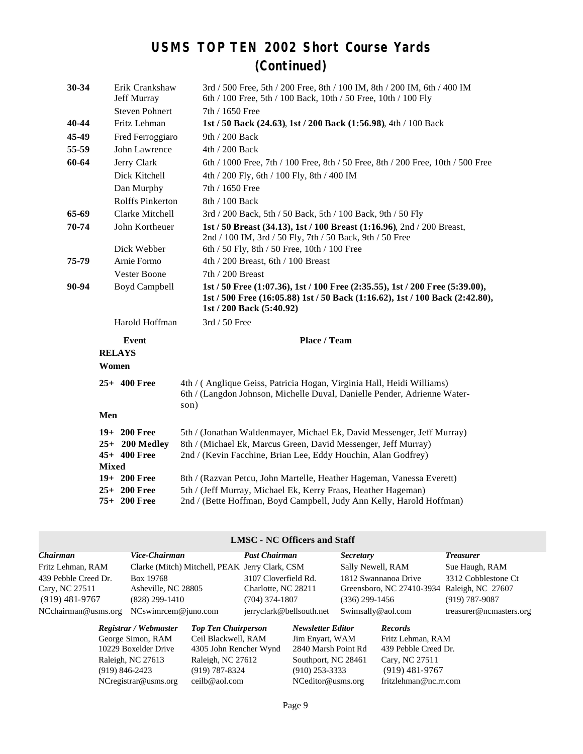# USMS TOP TEN 2002 Short Course Yards (Continued)

| | | |
|---|---|---|
| **30-34** | Erik Crankshaw | 3rd / 500 Free, 5th / 200 Free, 8th / 100 IM, 8th / 200 IM, 6th / 400 IM |
| | Jeff Murray | 6th / 100 Free, 5th / 100 Back, 10th / 50 Free, 10th / 100 Fly |
| | Steven Pohnert | 7th / 1650 Free |
| **40-44** | Fritz Lehman | **1st / 50 Back (24.63)**, **1st / 200 Back (1:56.98)**, 4th / 100 Back |
| **45-49** | Fred Ferroggiaro | 9th / 200 Back |
| **55-59** | John Lawrence | 4th / 200 Back |
| **60-64** | Jerry Clark | 6th / 1000 Free, 7th / 100 Free, 8th / 50 Free, 8th / 200 Free, 10th / 500 Free |
| | Dick Kitchell | 4th / 200 Fly, 6th / 100 Fly, 8th / 400 IM |
| | Dan Murphy | 7th / 1650 Free |
| | Rolffs Pinkerton | 8th / 100 Back |
| **65-69** | Clarke Mitchell | 3rd / 200 Back, 5th / 50 Back, 5th / 100 Back, 9th / 50 Fly |
| **70-74** | John Kortheuer | **1st / 50 Breast (34.13), 1st / 100 Breast (1:16.96)**, 2nd / 200 Breast, 2nd / 100 IM, 3rd / 50 Fly, 7th / 50 Back, 9th / 50 Free |
| | Dick Webber | 6th / 50 Fly, 8th / 50 Free, 10th / 100 Free |
| **75-79** | Arnie Formo | 4th / 200 Breast, 6th / 100 Breast |
| | Vester Boone | 7th / 200 Breast |
| **90-94** | Boyd Campbell | **1st / 50 Free (1:07.36), 1st / 100 Free (2:35.55), 1st / 200 Free (5:39.00), 1st / 500 Free (16:05.88) 1st / 50 Back (1:16.62), 1st / 100 Back (2:42.80), 1st / 200 Back (5:40.92)** |
| | Harold Hoffman | 3rd / 50 Free |

| Event | Place / Team |
|---|---|
| **RELAYS** | |
| **Women** | |
| **25+ 400 Free** | 4th / ( Anglique Geiss, Patricia Hogan, Virginia Hall, Heidi Williams) |
| | 6th / (Langdon Johnson, Michelle Duval, Danielle Pender, Adrienne Waterson) |
| **Men** | |
| **19+ 200 Free** | 5th / (Jonathan Waldenmayer, Michael Ek, David Messenger, Jeff Murray) |
| **25+ 200 Medley** | 8th / (Michael Ek, Marcus Green, David Messenger, Jeff Murray) |
| **45+ 400 Free** | 2nd / (Kevin Facchine, Brian Lee, Eddy Houchin, Alan Godfrey) |
| **Mixed** | |
| **19+ 200 Free** | 8th / (Razvan Petcu, John Martelle, Heather Hageman, Vanessa Everett) |
| **25+ 200 Free** | 5th / (Jeff Murray, Michael Ek, Kerry Fraas, Heather Hageman) |
| **75+ 200 Free** | 2nd / (Bette Hoffman, Boyd Campbell, Judy Ann Kelly, Harold Hoffman) |

## LMSC - NC Officers and Staff

| *Chairman* | *Vice-Chairman* | *Past Chairman* | *Secretary* | *Treasurer* |
|---|---|---|---|---|
| Fritz Lehman, RAM | Clarke (Mitch) Mitchell, PEAK | Jerry Clark, CSM | Sally Newell, RAM | Sue Haugh, RAM |
| 439 Pebble Creed Dr. | Box 19768 | 3107 Cloverfield Rd. | 1812 Swannanoa Drive | 3312 Cobblestone Ct |
| Cary, NC 27511 | Asheville, NC 28805 | Charlotte, NC 28211 | Greensboro, NC 27410-3934 | Raleigh, NC 27607 |
| (919) 481-9767 | (828) 299-1410 | (704) 374-1807 | (336) 299-1456 | (919) 787-9087 |
| NCchairman@usms.org | NCswimrcem@juno.com | jerryclark@bellsouth.net | Swimsally@aol.com | treasurer@ncmasters.org |

| *Registrar / Webmaster* | *Top Ten Chairperson* | *Newsletter Editor* | *Records* |
|---|---|---|---|
| George Simon, RAM | Ceil Blackwell, RAM | Jim Enyart, WAM | Fritz Lehman, RAM |
| 10229 Boxelder Drive | 4305 John Rencher Wynd | 2840 Marsh Point Rd | 439 Pebble Creed Dr. |
| Raleigh, NC 27613 | Raleigh, NC 27612 | Southport, NC 28461 | Cary, NC 27511 |
| (919) 846-2423 | (919) 787-8324 | (910) 253-3333 | (919) 481-9767 |
| NCregistrar@usms.org | ceilb@aol.com | NCeditor@usms.org | fritzlehman@nc.rr.com |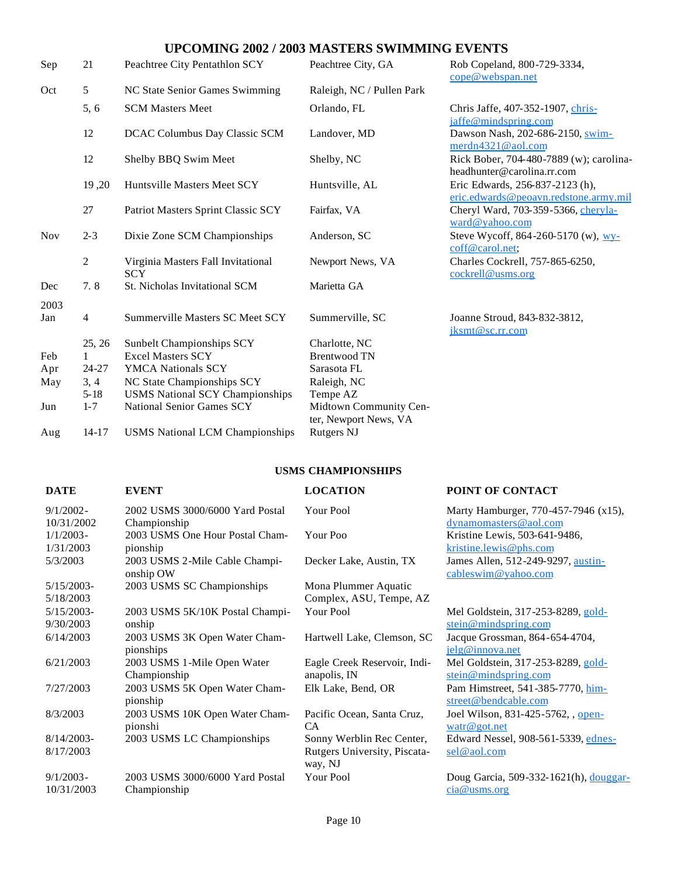# UPCOMING 2002 / 2003 MASTERS SWIMMING EVENTS

| Month | Date | Event | Location | Contact |
|---|---|---|---|---|
| Sep | 21 | Peachtree City Pentathlon SCY | Peachtree City, GA | Rob Copeland, 800-729-3334, cope@webspan.net |
| Oct | 5 | NC State Senior Games Swimming | Raleigh, NC / Pullen Park | |
| | 5, 6 | SCM Masters Meet | Orlando, FL | Chris Jaffe, 407-352-1907, chris-jaffe@mindspring.com |
| | 12 | DCAC Columbus Day Classic SCM | Landover, MD | Dawson Nash, 202-686-2150, swim-merdn4321@aol.com |
| | 12 | Shelby BBQ Swim Meet | Shelby, NC | Rick Bober, 704-480-7889 (w); carolina-headhunter@carolina.rr.com |
| | 19 ,20 | Huntsville Masters Meet SCY | Huntsville, AL | Eric Edwards, 256-837-2123 (h), eric.edwards@peoavn.redstone.army.mil |
| | 27 | Patriot Masters Sprint Classic SCY | Fairfax, VA | Cheryl Ward, 703-359-5366, cheryla-ward@yahoo.com |
| Nov | 2-3 | Dixie Zone SCM Championships | Anderson, SC | Steve Wycoff, 864-260-5170 (w), wy-coff@carol.net; |
| | 2 | Virginia Masters Fall Invitational SCY | Newport News, VA | Charles Cockrell, 757-865-6250, cockrell@usms.org |
| Dec | 7. 8 | St. Nicholas Invitational SCM | Marietta GA | |
| 2003 | | | | |
| Jan | 4 | Summerville Masters SC Meet SCY | Summerville, SC | Joanne Stroud, 843-832-3812, jksmt@sc.rr.com |
| | 25, 26 | Sunbelt Championships SCY | Charlotte, NC | |
| Feb | 1 | Excel Masters SCY | Brentwood TN | |
| Apr | 24-27 | YMCA Nationals SCY | Sarasota FL | |
| May | 3, 4 | NC State Championships SCY | Raleigh, NC | |
| | 5-18 | USMS National SCY Championships | Tempe AZ | |
| Jun | 1-7 | National Senior Games SCY | Midtown Community Center, Newport News, VA | |
| Aug | 14-17 | USMS National LCM Championships | Rutgers NJ | |

## USMS CHAMPIONSHIPS

| DATE | EVENT | LOCATION | POINT OF CONTACT |
|---|---|---|---|
| 9/1/2002-10/31/2002 | 2002 USMS 3000/6000 Yard Postal Championship | Your Pool | Marty Hamburger, 770-457-7946 (x15), dynamomasters@aol.com |
| 1/1/2003-1/31/2003 | 2003 USMS One Hour Postal Championship | Your Poo | Kristine Lewis, 503-641-9486, kristine.lewis@phs.com |
| 5/3/2003 | 2003 USMS 2-Mile Cable Championship OW | Decker Lake, Austin, TX | James Allen, 512-249-9297, austin-cableswim@yahoo.com |
| 5/15/2003-5/18/2003 | 2003 USMS SC Championships | Mona Plummer Aquatic Complex, ASU, Tempe, AZ | |
| 5/15/2003-9/30/2003 | 2003 USMS 5K/10K Postal Championship | Your Pool | Mel Goldstein, 317-253-8289, gold-stein@mindspring.com |
| 6/14/2003 | 2003 USMS 3K Open Water Championships | Hartwell Lake, Clemson, SC | Jacque Grossman, 864-654-4704, jelg@innova.net |
| 6/21/2003 | 2003 USMS 1-Mile Open Water Championship | Eagle Creek Reservoir, Indianapolis, IN | Mel Goldstein, 317-253-8289, gold-stein@mindspring.com |
| 7/27/2003 | 2003 USMS 5K Open Water Championship | Elk Lake, Bend, OR | Pam Himstreet, 541-385-7770, him-street@bendcable.com |
| 8/3/2003 | 2003 USMS 10K Open Water Championshi | Pacific Ocean, Santa Cruz, CA | Joel Wilson, 831-425-5762, , open-watr@got.net |
| 8/14/2003-8/17/2003 | 2003 USMS LC Championships | Sonny Werblin Rec Center, Rutgers University, Piscataway, NJ | Edward Nessel, 908-561-5339, ednes-sel@aol.com |
| 9/1/2003-10/31/2003 | 2003 USMS 3000/6000 Yard Postal Championship | Your Pool | Doug Garcia, 509-332-1621(h), douggar-cia@usms.org |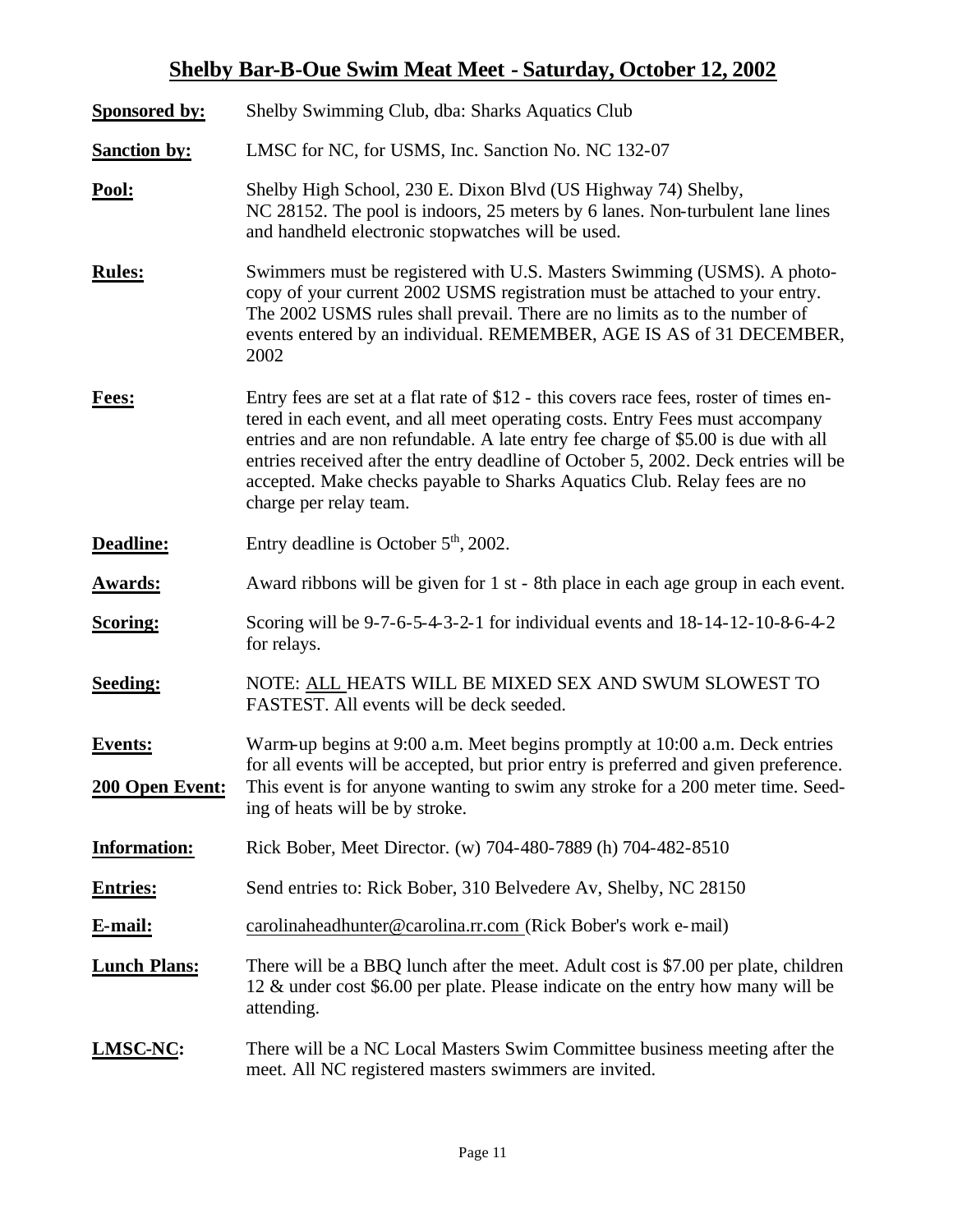# Shelby Bar-B-Oue Swim Meat Meet - Saturday, October 12, 2002

**Sponsored by:** Shelby Swimming Club, dba: Sharks Aquatics Club

**Sanction by:** LMSC for NC, for USMS, Inc. Sanction No. NC 132-07

**Pool:** Shelby High School, 230 E. Dixon Blvd (US Highway 74) Shelby, NC 28152. The pool is indoors, 25 meters by 6 lanes. Non-turbulent lane lines and handheld electronic stopwatches will be used.

**Rules:** Swimmers must be registered with U.S. Masters Swimming (USMS). A photocopy of your current 2002 USMS registration must be attached to your entry. The 2002 USMS rules shall prevail. There are no limits as to the number of events entered by an individual. REMEMBER, AGE IS AS of 31 DECEMBER, 2002

**Fees:** Entry fees are set at a flat rate of $12 - this covers race fees, roster of times entered in each event, and all meet operating costs. Entry Fees must accompany entries and are non refundable. A late entry fee charge of $5.00 is due with all entries received after the entry deadline of October 5, 2002. Deck entries will be accepted. Make checks payable to Sharks Aquatics Club. Relay fees are no charge per relay team.

**Deadline:** Entry deadline is October 5th, 2002.

**Awards:** Award ribbons will be given for 1 st - 8th place in each age group in each event.

**Scoring:** Scoring will be 9-7-6-5-4-3-2-1 for individual events and 18-14-12-10-8-6-4-2 for relays.

**Seeding:** NOTE: ALL HEATS WILL BE MIXED SEX AND SWUM SLOWEST TO FASTEST. All events will be deck seeded.

**Events:** Warm-up begins at 9:00 a.m. Meet begins promptly at 10:00 a.m. Deck entries for all events will be accepted, but prior entry is preferred and given preference.

**200 Open Event:** This event is for anyone wanting to swim any stroke for a 200 meter time. Seeding of heats will be by stroke.

**Information:** Rick Bober, Meet Director. (w) 704-480-7889 (h) 704-482-8510

**Entries:** Send entries to: Rick Bober, 310 Belvedere Av, Shelby, NC 28150

**E-mail:** carolinaheadhunter@carolina.rr.com (Rick Bober's work e-mail)

**Lunch Plans:** There will be a BBQ lunch after the meet. Adult cost is $7.00 per plate, children 12 & under cost $6.00 per plate. Please indicate on the entry how many will be attending.

**LMSC-NC:** There will be a NC Local Masters Swim Committee business meeting after the meet. All NC registered masters swimmers are invited.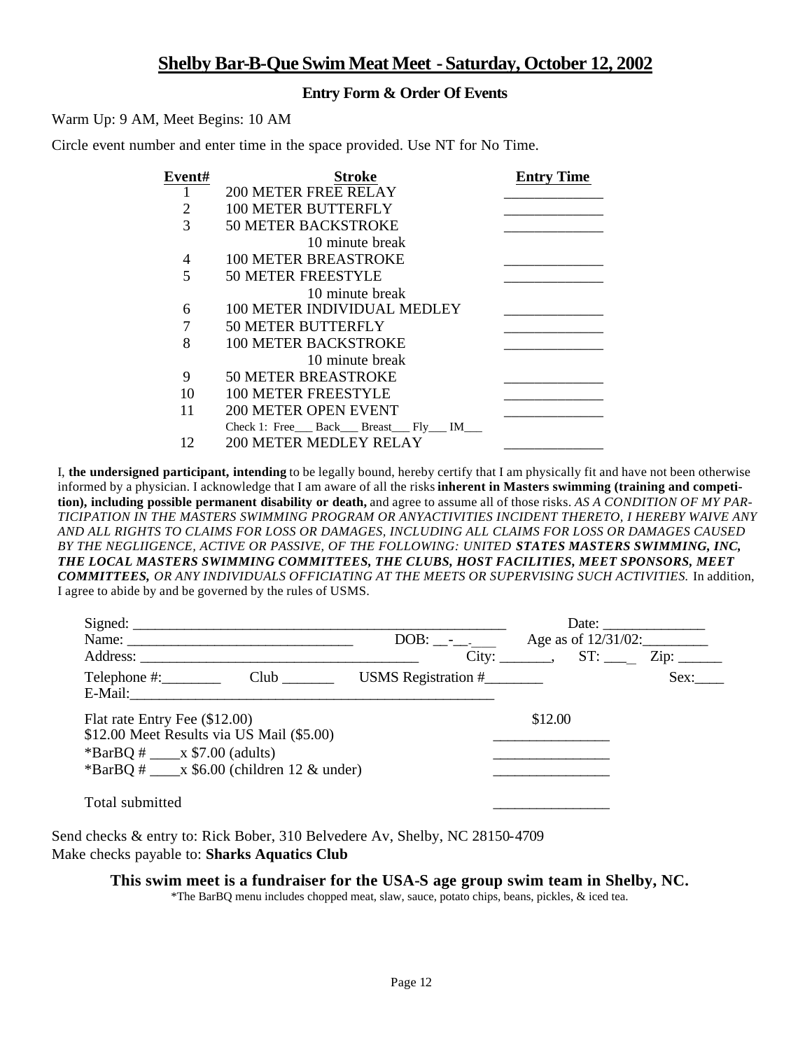# Shelby Bar-B-Que Swim Meat Meet - Saturday, October 12, 2002

## Entry Form & Order Of Events

Warm Up: 9 AM, Meet Begins: 10 AM

Circle event number and enter time in the space provided. Use NT for No Time.

| Event# | Stroke | Entry Time |
|---|---|---|
| 1 | 200 METER FREE RELAY | ____________ |
| 2 | 100 METER BUTTERFLY | ____________ |
| 3 | 50 METER BACKSTROKE | ____________ |
| | 10 minute break | |
| 4 | 100 METER BREASTROKE | ____________ |
| 5 | 50 METER FREESTYLE | ____________ |
| | 10 minute break | |
| 6 | 100 METER INDIVIDUAL MEDLEY | ____________ |
| 7 | 50 METER BUTTERFLY | ____________ |
| 8 | 100 METER BACKSTROKE | ____________ |
| | 10 minute break | |
| 9 | 50 METER BREASTROKE | ____________ |
| 10 | 100 METER FREESTYLE | ____________ |
| 11 | 200 METER OPEN EVENT<br>Check 1: Free___ Back___ Breast___ Fly___ IM___ | ____________ |
| 12 | 200 METER MEDLEY RELAY | ____________ |

I, **the undersigned participant, intending** to be legally bound, hereby certify that I am physically fit and have not been otherwise informed by a physician. I acknowledge that I am aware of all the risks **inherent in Masters swimming (training and competition), including possible permanent disability or death,** and agree to assume all of those risks. *AS A CONDITION OF MY PARTICIPATION IN THE MASTERS SWIMMING PROGRAM OR ANYACTIVITIES INCIDENT THERETO, I HEREBY WAIVE ANY AND ALL RIGHTS TO CLAIMS FOR LOSS OR DAMAGES, INCLUDING ALL CLAIMS FOR LOSS OR DAMAGES CAUSED BY THE NEGLIIGENCE, ACTIVE OR PASSIVE, OF THE FOLLOWING: UNITED* ***STATES MASTERS SWIMMING, INC, THE LOCAL MASTERS SWIMMING COMMITTEES, THE CLUBS, HOST FACILITIES, MEET SPONSORS, MEET COMMITTEES,*** *OR ANY INDIVIDUALS OFFICIATING AT THE MEETS OR SUPERVISING SUCH ACTIVITIES.* In addition, I agree to abide by and be governed by the rules of USMS.

Signed: ____________________________________________ Date: ____________

Name: __________________________ DOB: __-__-___ Age as of 12/31/02:________

Address: ________________________________ City: _______, ST: ___ Zip: ______

Telephone #:________ Club _______ USMS Registration #________ Sex:____

E-Mail:_____________________________________________

| | |
|---|---|
| Flat rate Entry Fee ($12.00) | $12.00 |
| $12.00 Meet Results via US Mail ($5.00) | ______________ |
| *BarBQ # ____x $7.00 (adults) | ______________ |
| *BarBQ # ____x $6.00 (children 12 & under) | ______________ |
| Total submitted | ______________ |

Send checks & entry to: Rick Bober, 310 Belvedere Av, Shelby, NC 28150-4709
Make checks payable to: **Sharks Aquatics Club**

**This swim meet is a fundraiser for the USA-S age group swim team in Shelby, NC.**

*The BarBQ menu includes chopped meat, slaw, sauce, potato chips, beans, pickles, & iced tea.